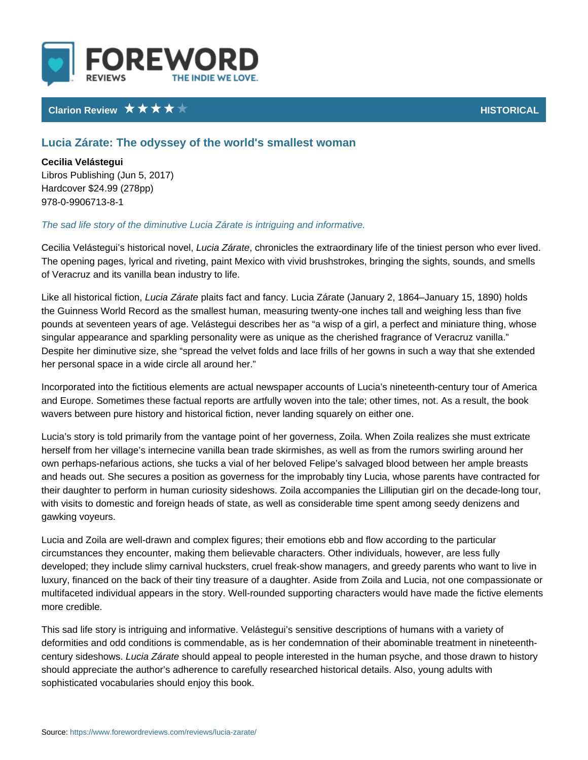FOREWORD REVIEWS — THE INDIE WE LOVE.

**Clarion Review** ★★★★☆ — **HISTORICAL**

## Lucia Zárate: The odyssey of the world's smallest woman

**Cecilia Velástegui**
Libros Publishing (Jun 5, 2017)
Hardcover $24.99 (278pp)
978-0-9906713-8-1

*The sad life story of the diminutive Lucia Zárate is intriguing and informative.*

Cecilia Velástegui's historical novel, *Lucia Zárate*, chronicles the extraordinary life of the tiniest person who ever lived. The opening pages, lyrical and riveting, paint Mexico with vivid brushstrokes, bringing the sights, sounds, and smells of Veracruz and its vanilla bean industry to life.

Like all historical fiction, *Lucia Zárate* plaits fact and fancy. Lucia Zárate (January 2, 1864–January 15, 1890) holds the Guinness World Record as the smallest human, measuring twenty-one inches tall and weighing less than five pounds at seventeen years of age. Velástegui describes her as "a wisp of a girl, a perfect and miniature thing, whose singular appearance and sparkling personality were as unique as the cherished fragrance of Veracruz vanilla." Despite her diminutive size, she "spread the velvet folds and lace frills of her gowns in such a way that she extended her personal space in a wide circle all around her."

Incorporated into the fictitious elements are actual newspaper accounts of Lucia's nineteenth-century tour of America and Europe. Sometimes these factual reports are artfully woven into the tale; other times, not. As a result, the book wavers between pure history and historical fiction, never landing squarely on either one.

Lucia's story is told primarily from the vantage point of her governess, Zoila. When Zoila realizes she must extricate herself from her village's internecine vanilla bean trade skirmishes, as well as from the rumors swirling around her own perhaps-nefarious actions, she tucks a vial of her beloved Felipe's salvaged blood between her ample breasts and heads out. She secures a position as governess for the improbably tiny Lucia, whose parents have contracted for their daughter to perform in human curiosity sideshows. Zoila accompanies the Lilliputian girl on the decade-long tour, with visits to domestic and foreign heads of state, as well as considerable time spent among seedy denizens and gawking voyeurs.

Lucia and Zoila are well-drawn and complex figures; their emotions ebb and flow according to the particular circumstances they encounter, making them believable characters. Other individuals, however, are less fully developed; they include slimy carnival hucksters, cruel freak-show managers, and greedy parents who want to live in luxury, financed on the back of their tiny treasure of a daughter. Aside from Zoila and Lucia, not one compassionate or multifaceted individual appears in the story. Well-rounded supporting characters would have made the fictive elements more credible.

This sad life story is intriguing and informative. Velástegui's sensitive descriptions of humans with a variety of deformities and odd conditions is commendable, as is her condemnation of their abominable treatment in nineteenth-century sideshows. *Lucia Zárate* should appeal to people interested in the human psyche, and those drawn to history should appreciate the author's adherence to carefully researched historical details. Also, young adults with sophisticated vocabularies should enjoy this book.

Source: https://www.forewordreviews.com/reviews/lucia-zarate/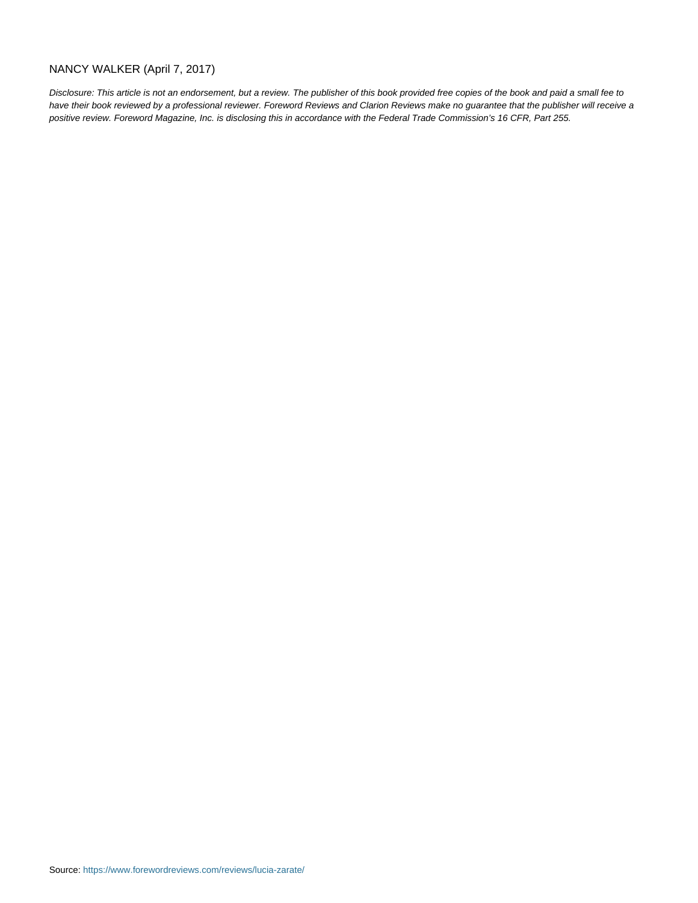NANCY WALKER (April 7, 2017)

*Disclosure: This article is not an endorsement, but a review. The publisher of this book provided free copies of the book and paid a small fee to have their book reviewed by a professional reviewer. Foreword Reviews and Clarion Reviews make no guarantee that the publisher will receive a positive review. Foreword Magazine, Inc. is disclosing this in accordance with the Federal Trade Commission's 16 CFR, Part 255.*

Source: https://www.forewordreviews.com/reviews/lucia-zarate/